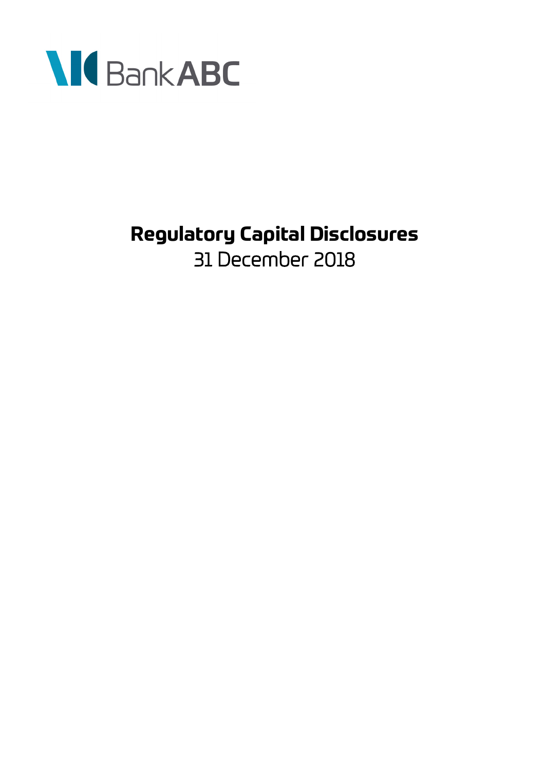Bank ABC

# Regulatory Capital Disclosures

31 December 2018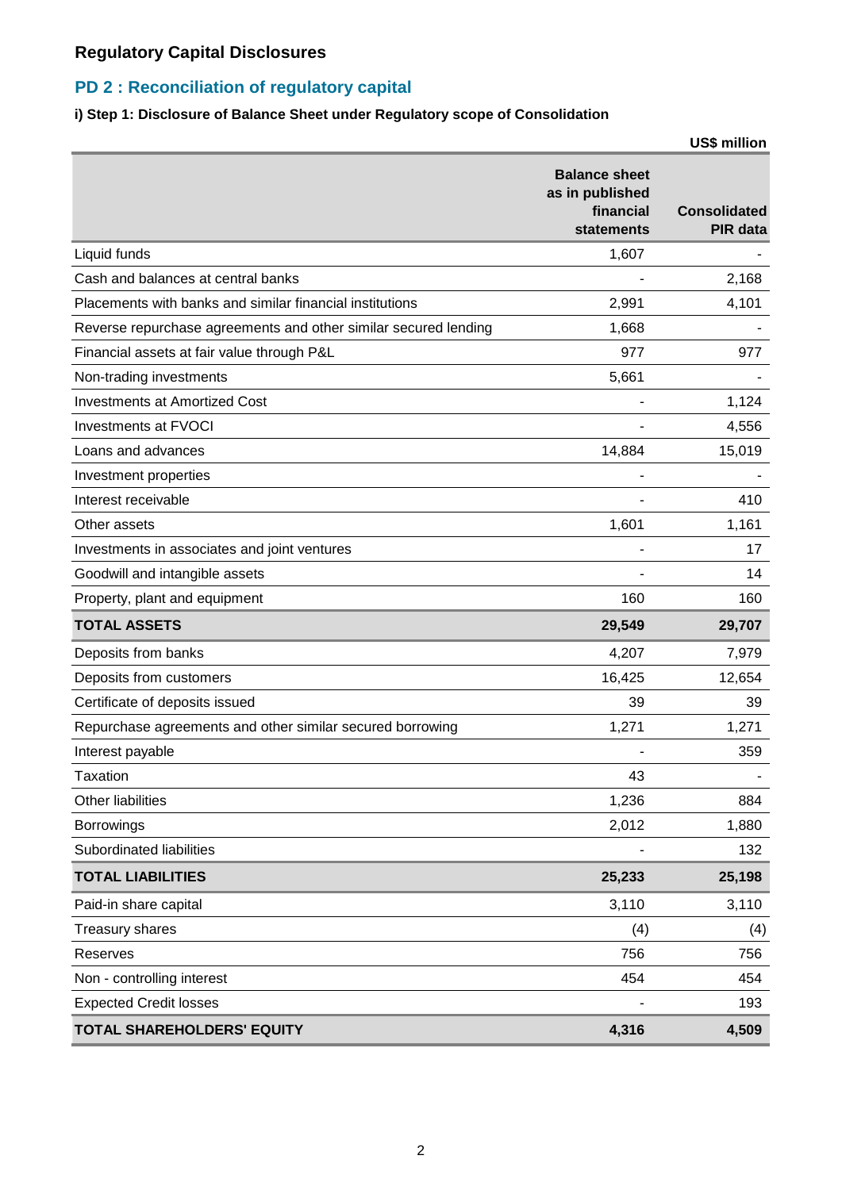## Regulatory Capital Disclosures

## PD 2 : Reconciliation of regulatory capital

**i) Step 1: Disclosure of Balance Sheet under Regulatory scope of Consolidation**

US$ million

| | Balance sheet as in published financial statements | Consolidated PIR data |
|---|---|---|
| Liquid funds | 1,607 | - |
| Cash and balances at central banks | - | 2,168 |
| Placements with banks and similar financial institutions | 2,991 | 4,101 |
| Reverse repurchase agreements and other similar secured lending | 1,668 | - |
| Financial assets at fair value through P&L | 977 | 977 |
| Non-trading investments | 5,661 | - |
| Investments at Amortized Cost | - | 1,124 |
| Investments at FVOCI | - | 4,556 |
| Loans and advances | 14,884 | 15,019 |
| Investment properties | - | - |
| Interest receivable | - | 410 |
| Other assets | 1,601 | 1,161 |
| Investments in associates and joint ventures | - | 17 |
| Goodwill and intangible assets | - | 14 |
| Property, plant and equipment | 160 | 160 |
| **TOTAL ASSETS** | **29,549** | **29,707** |
| Deposits from banks | 4,207 | 7,979 |
| Deposits from customers | 16,425 | 12,654 |
| Certificate of deposits issued | 39 | 39 |
| Repurchase agreements and other similar secured borrowing | 1,271 | 1,271 |
| Interest payable | - | 359 |
| Taxation | 43 | - |
| Other liabilities | 1,236 | 884 |
| Borrowings | 2,012 | 1,880 |
| Subordinated liabilities | - | 132 |
| **TOTAL LIABILITIES** | **25,233** | **25,198** |
| Paid-in share capital | 3,110 | 3,110 |
| Treasury shares | (4) | (4) |
| Reserves | 756 | 756 |
| Non - controlling interest | 454 | 454 |
| Expected Credit losses | - | 193 |
| **TOTAL SHAREHOLDERS' EQUITY** | **4,316** | **4,509** |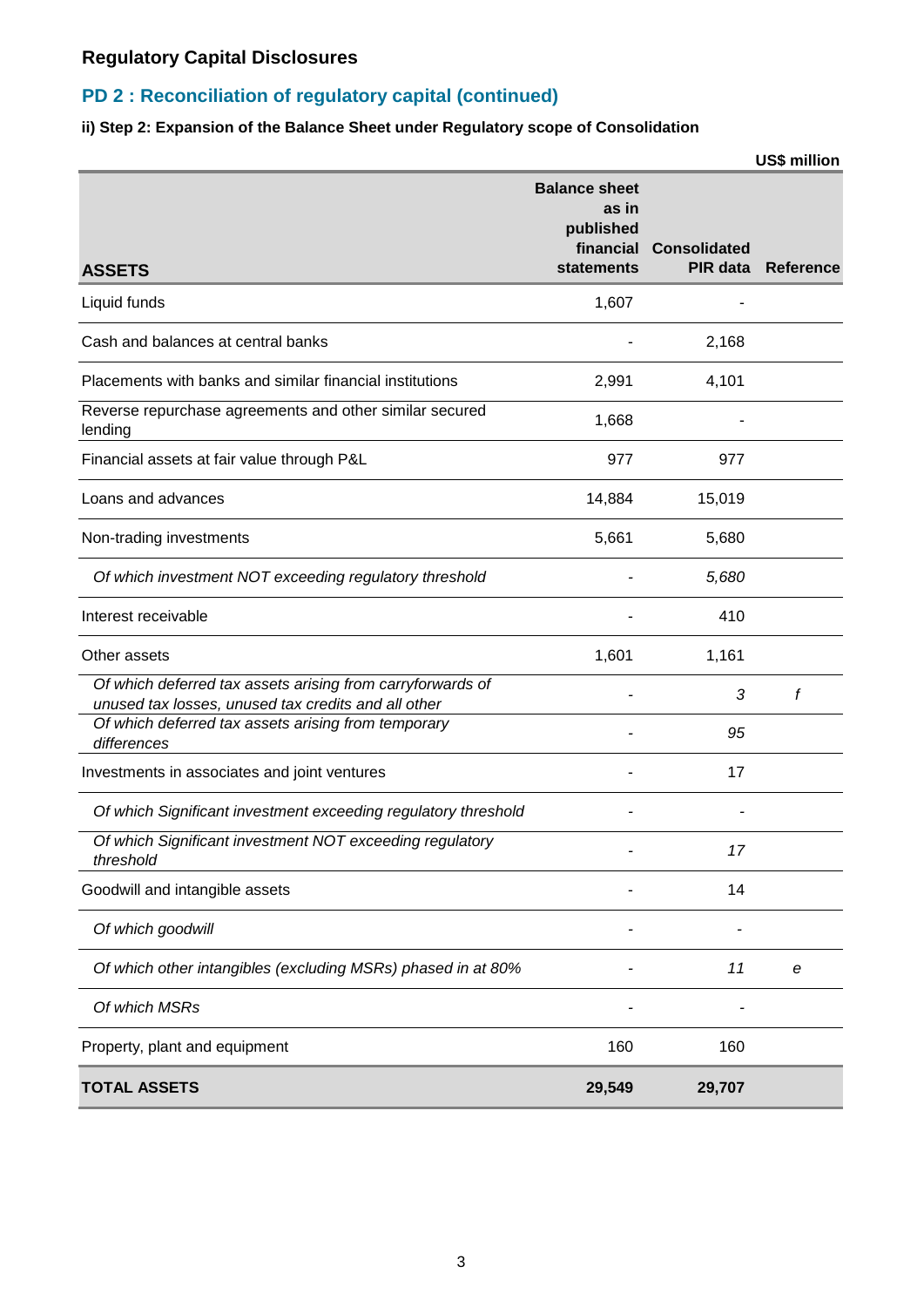## Regulatory Capital Disclosures

## PD 2 : Reconciliation of regulatory capital (continued)

**ii) Step 2: Expansion of the Balance Sheet under Regulatory scope of Consolidation**

US$ million

| ASSETS | Balance sheet as in published financial statements | Consolidated PIR data | Reference |
|---|---|---|---|
| Liquid funds | 1,607 | - | |
| Cash and balances at central banks | - | 2,168 | |
| Placements with banks and similar financial institutions | 2,991 | 4,101 | |
| Reverse repurchase agreements and other similar secured lending | 1,668 | - | |
| Financial assets at fair value through P&L | 977 | 977 | |
| Loans and advances | 14,884 | 15,019 | |
| Non-trading investments | 5,661 | 5,680 | |
| *Of which investment NOT exceeding regulatory threshold* | - | *5,680* | |
| Interest receivable | - | 410 | |
| Other assets | 1,601 | 1,161 | |
| *Of which deferred tax assets arising from carryforwards of unused tax losses, unused tax credits and all other* | - | *3* | *f* |
| *Of which deferred tax assets arising from temporary differences* | - | *95* | |
| Investments in associates and joint ventures | - | 17 | |
| *Of which Significant investment exceeding regulatory threshold* | - | - | |
| *Of which Significant investment NOT exceeding regulatory threshold* | - | *17* | |
| Goodwill and intangible assets | - | 14 | |
| *Of which goodwill* | - | - | |
| *Of which other intangibles (excluding MSRs) phased in at 80%* | - | *11* | *e* |
| *Of which MSRs* | - | - | |
| Property, plant and equipment | 160 | 160 | |
| **TOTAL ASSETS** | **29,549** | **29,707** | |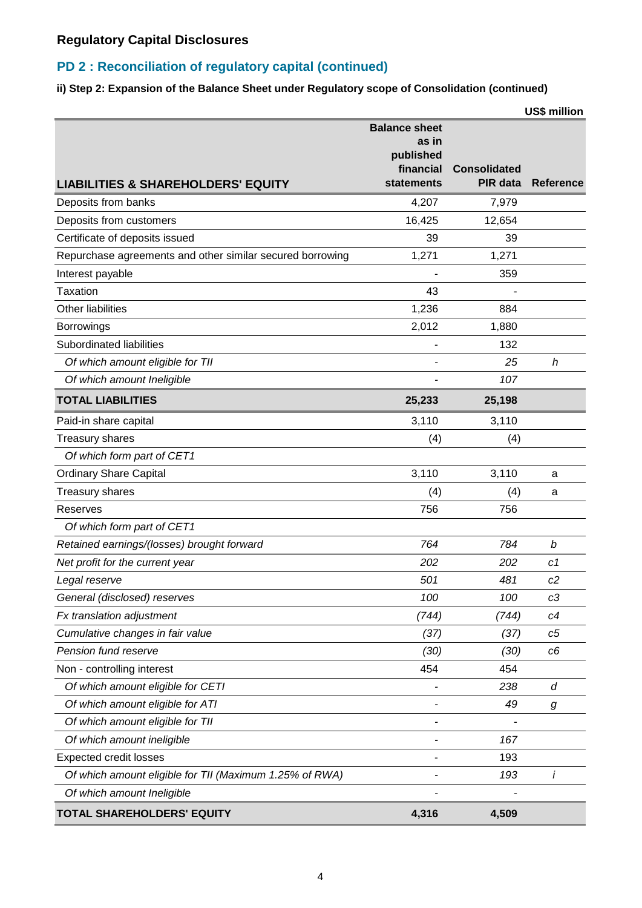## Regulatory Capital Disclosures

## PD 2 : Reconciliation of regulatory capital (continued)

**ii) Step 2: Expansion of the Balance Sheet under Regulatory scope of Consolidation (continued)**

**US$ million**

| LIABILITIES & SHAREHOLDERS' EQUITY | Balance sheet as in published financial statements | Consolidated PIR data | Reference |
|---|---|---|---|
| Deposits from banks | 4,207 | 7,979 | |
| Deposits from customers | 16,425 | 12,654 | |
| Certificate of deposits issued | 39 | 39 | |
| Repurchase agreements and other similar secured borrowing | 1,271 | 1,271 | |
| Interest payable | - | 359 | |
| Taxation | 43 | - | |
| Other liabilities | 1,236 | 884 | |
| Borrowings | 2,012 | 1,880 | |
| Subordinated liabilities | - | 132 | |
| *Of which amount eligible for TII* | - | *25* | *h* |
| *Of which amount Ineligible* | - | *107* | |
| **TOTAL LIABILITIES** | **25,233** | **25,198** | |
| Paid-in share capital | 3,110 | 3,110 | |
| Treasury shares | (4) | (4) | |
| *Of which form part of CET1* | | | |
| Ordinary Share Capital | 3,110 | 3,110 | a |
| Treasury shares | (4) | (4) | a |
| Reserves | 756 | 756 | |
| *Of which form part of CET1* | | | |
| *Retained earnings/(losses) brought forward* | *764* | *784* | *b* |
| *Net profit for the current year* | *202* | *202* | *c1* |
| *Legal reserve* | *501* | *481* | *c2* |
| *General (disclosed) reserves* | *100* | *100* | *c3* |
| *Fx translation adjustment* | *(744)* | *(744)* | *c4* |
| *Cumulative changes in fair value* | *(37)* | *(37)* | *c5* |
| *Pension fund reserve* | *(30)* | *(30)* | *c6* |
| Non - controlling interest | 454 | 454 | |
| *Of which amount eligible for CETI* | - | *238* | *d* |
| *Of which amount eligible for ATI* | - | *49* | *g* |
| *Of which amount eligible for TII* | - | - | |
| *Of which amount ineligible* | - | *167* | |
| Expected credit losses | - | 193 | |
| *Of which amount eligible for TII (Maximum 1.25% of RWA)* | - | *193* | *i* |
| *Of which amount Ineligible* | - | - | |
| **TOTAL SHAREHOLDERS' EQUITY** | **4,316** | **4,509** | |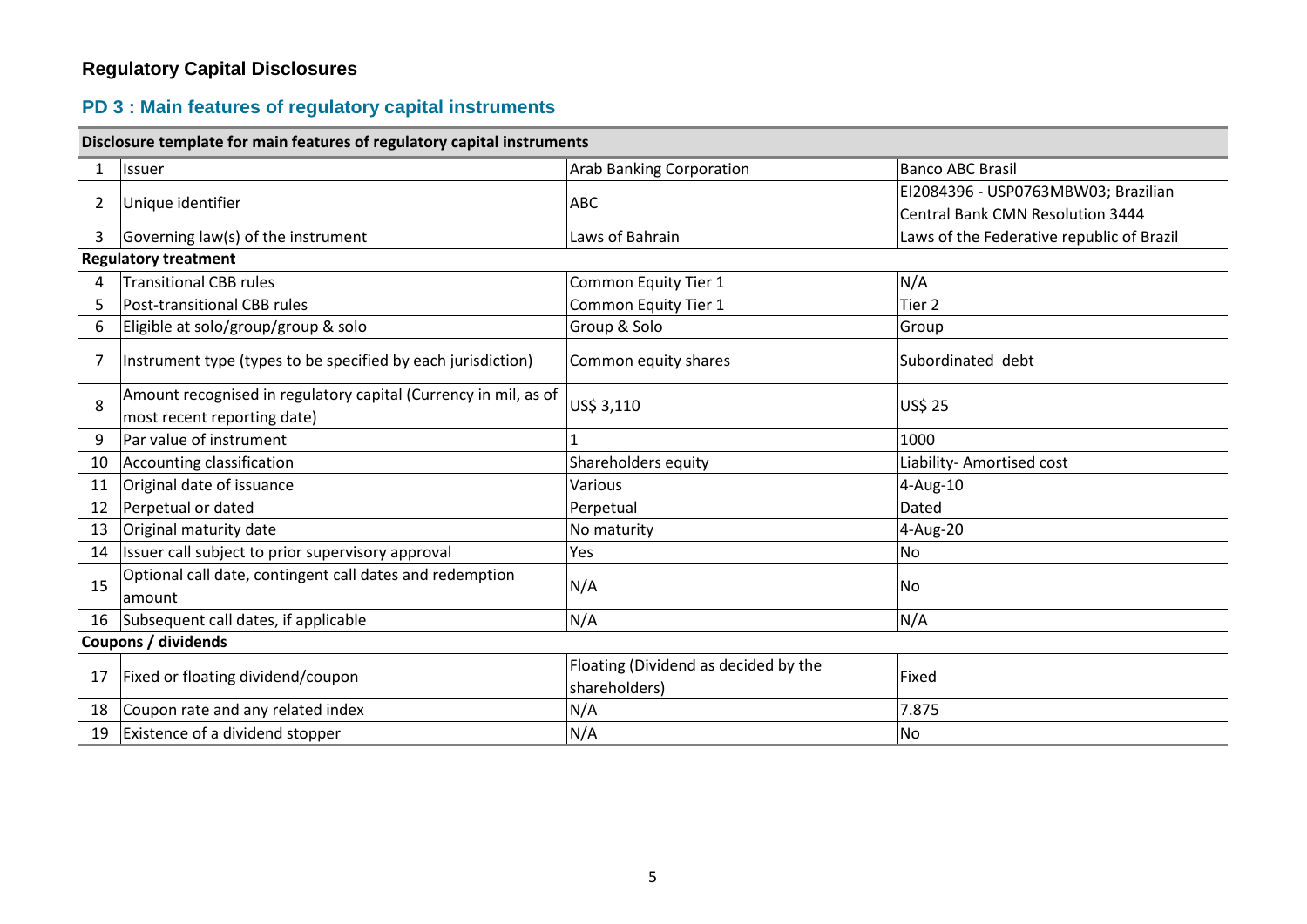## Regulatory Capital Disclosures

### PD 3 : Main features of regulatory capital instruments

| | Disclosure template for main features of regulatory capital instruments | | |
|---|---|---|---|
| 1 | Issuer | Arab Banking Corporation | Banco ABC Brasil |
| 2 | Unique identifier | ABC | EI2084396 - USP0763MBW03; Brazilian Central Bank CMN Resolution 3444 |
| 3 | Governing law(s) of the instrument | Laws of Bahrain | Laws of the Federative republic of Brazil |
| | **Regulatory treatment** | | |
| 4 | Transitional CBB rules | Common Equity Tier 1 | N/A |
| 5 | Post-transitional CBB rules | Common Equity Tier 1 | Tier 2 |
| 6 | Eligible at solo/group/group & solo | Group & Solo | Group |
| 7 | Instrument type (types to be specified by each jurisdiction) | Common equity shares | Subordinated debt |
| 8 | Amount recognised in regulatory capital (Currency in mil, as of most recent reporting date) | US$ 3,110 | US$ 25 |
| 9 | Par value of instrument | 1 | 1000 |
| 10 | Accounting classification | Shareholders equity | Liability- Amortised cost |
| 11 | Original date of issuance | Various | 4-Aug-10 |
| 12 | Perpetual or dated | Perpetual | Dated |
| 13 | Original maturity date | No maturity | 4-Aug-20 |
| 14 | Issuer call subject to prior supervisory approval | Yes | No |
| 15 | Optional call date, contingent call dates and redemption amount | N/A | No |
| 16 | Subsequent call dates, if applicable | N/A | N/A |
| | **Coupons / dividends** | | |
| 17 | Fixed or floating dividend/coupon | Floating (Dividend as decided by the shareholders) | Fixed |
| 18 | Coupon rate and any related index | N/A | 7.875 |
| 19 | Existence of a dividend stopper | N/A | No |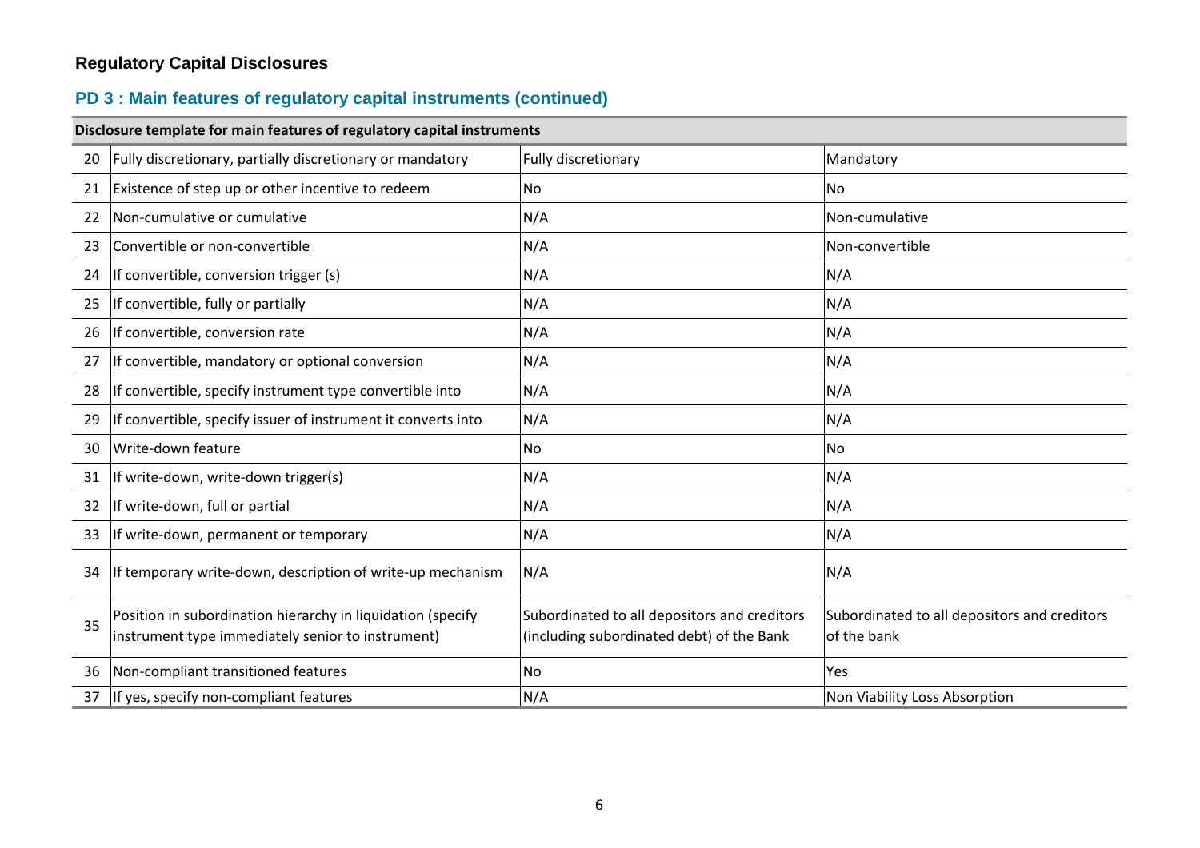## Regulatory Capital Disclosures

### PD 3 : Main features of regulatory capital instruments (continued)

| Disclosure template for main features of regulatory capital instruments | | | |
|---|---|---|---|
| 20 | Fully discretionary, partially discretionary or mandatory | Fully discretionary | Mandatory |
| 21 | Existence of step up or other incentive to redeem | No | No |
| 22 | Non-cumulative or cumulative | N/A | Non-cumulative |
| 23 | Convertible or non-convertible | N/A | Non-convertible |
| 24 | If convertible, conversion trigger (s) | N/A | N/A |
| 25 | If convertible, fully or partially | N/A | N/A |
| 26 | If convertible, conversion rate | N/A | N/A |
| 27 | If convertible, mandatory or optional conversion | N/A | N/A |
| 28 | If convertible, specify instrument type convertible into | N/A | N/A |
| 29 | If convertible, specify issuer of instrument it converts into | N/A | N/A |
| 30 | Write-down feature | No | No |
| 31 | If write-down, write-down trigger(s) | N/A | N/A |
| 32 | If write-down, full or partial | N/A | N/A |
| 33 | If write-down, permanent or temporary | N/A | N/A |
| 34 | If temporary write-down, description of write-up mechanism | N/A | N/A |
| 35 | Position in subordination hierarchy in liquidation (specify instrument type immediately senior to instrument) | Subordinated to all depositors and creditors (including subordinated debt) of the Bank | Subordinated to all depositors and creditors of the bank |
| 36 | Non-compliant transitioned features | No | Yes |
| 37 | If yes, specify non-compliant features | N/A | Non Viability Loss Absorption |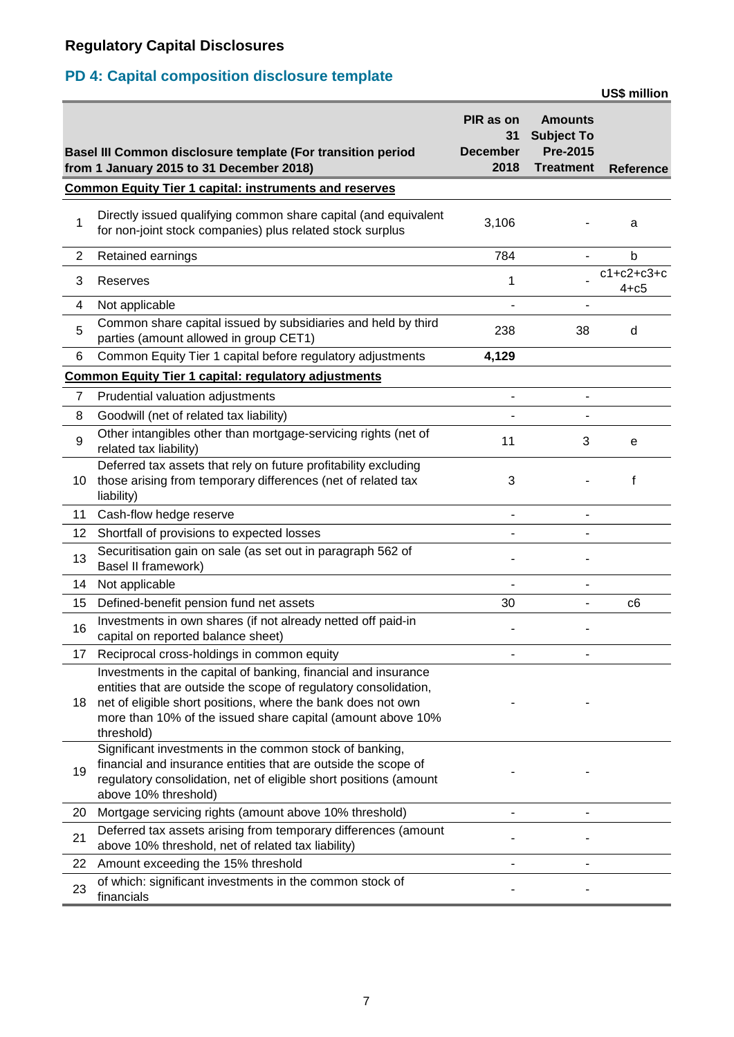## Regulatory Capital Disclosures

### PD 4: Capital composition disclosure template

US$ million

| | Basel III Common disclosure template (For transition period from 1 January 2015 to 31 December 2018) | PIR as on 31 December 2018 | Amounts Subject To Pre-2015 Treatment | Reference |
|---|---|---|---|---|
| | **Common Equity Tier 1 capital: instruments and reserves** | | | |
| 1 | Directly issued qualifying common share capital (and equivalent for non-joint stock companies) plus related stock surplus | 3,106 | - | a |
| 2 | Retained earnings | 784 | - | b |
| 3 | Reserves | 1 | - | c1+c2+c3+c4+c5 |
| 4 | Not applicable | - | - | |
| 5 | Common share capital issued by subsidiaries and held by third parties (amount allowed in group CET1) | 238 | 38 | d |
| 6 | Common Equity Tier 1 capital before regulatory adjustments | **4,129** | | |
| | **Common Equity Tier 1 capital: regulatory adjustments** | | | |
| 7 | Prudential valuation adjustments | - | - | |
| 8 | Goodwill (net of related tax liability) | - | - | |
| 9 | Other intangibles other than mortgage-servicing rights (net of related tax liability) | 11 | 3 | e |
| 10 | Deferred tax assets that rely on future profitability excluding those arising from temporary differences (net of related tax liability) | 3 | - | f |
| 11 | Cash-flow hedge reserve | - | - | |
| 12 | Shortfall of provisions to expected losses | - | - | |
| 13 | Securitisation gain on sale (as set out in paragraph 562 of Basel II framework) | - | - | |
| 14 | Not applicable | - | - | |
| 15 | Defined-benefit pension fund net assets | 30 | - | c6 |
| 16 | Investments in own shares (if not already netted off paid-in capital on reported balance sheet) | - | - | |
| 17 | Reciprocal cross-holdings in common equity | - | - | |
| 18 | Investments in the capital of banking, financial and insurance entities that are outside the scope of regulatory consolidation, net of eligible short positions, where the bank does not own more than 10% of the issued share capital (amount above 10% threshold) | - | - | |
| 19 | Significant investments in the common stock of banking, financial and insurance entities that are outside the scope of regulatory consolidation, net of eligible short positions (amount above 10% threshold) | - | - | |
| 20 | Mortgage servicing rights (amount above 10% threshold) | - | - | |
| 21 | Deferred tax assets arising from temporary differences (amount above 10% threshold, net of related tax liability) | - | - | |
| 22 | Amount exceeding the 15% threshold | - | - | |
| 23 | of which: significant investments in the common stock of financials | - | - | |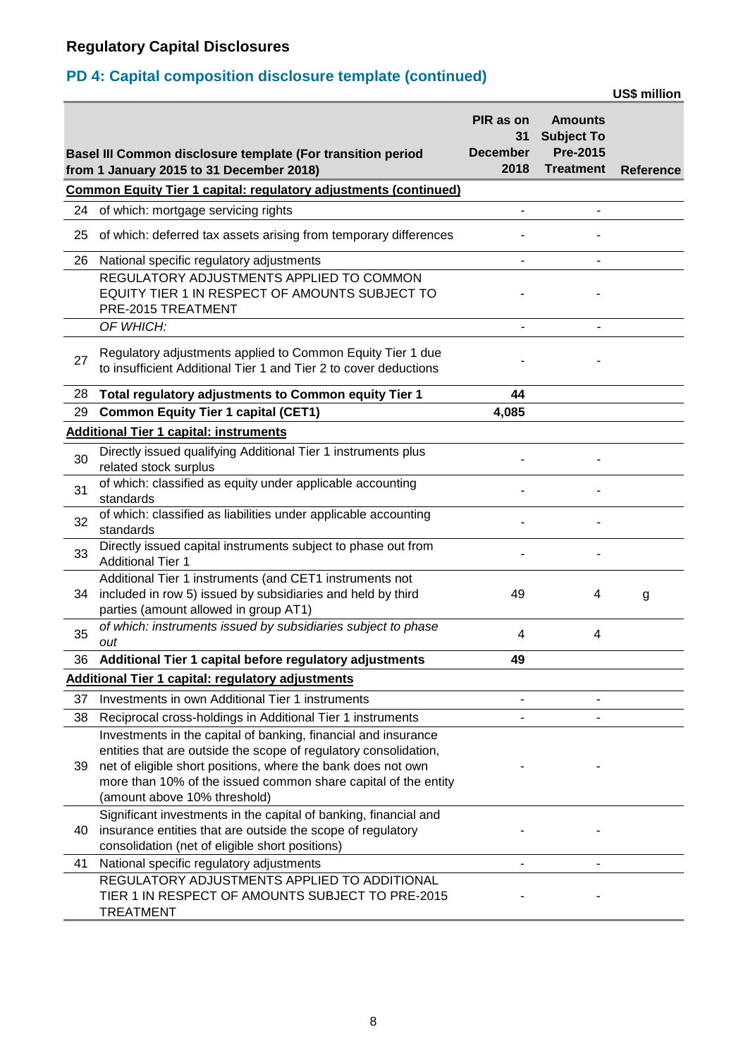## Regulatory Capital Disclosures

### PD 4: Capital composition disclosure template (continued)

US$ million

| | Basel III Common disclosure template (For transition period from 1 January 2015 to 31 December 2018) | PIR as on 31 December 2018 | Amounts Subject To Pre-2015 Treatment | Reference |
|---|---|---|---|---|
| | **Common Equity Tier 1 capital: regulatory adjustments (continued)** | | | |
| 24 | of which: mortgage servicing rights | - | - | |
| 25 | of which: deferred tax assets arising from temporary differences | - | - | |
| 26 | National specific regulatory adjustments | - | - | |
| | REGULATORY ADJUSTMENTS APPLIED TO COMMON EQUITY TIER 1 IN RESPECT OF AMOUNTS SUBJECT TO PRE-2015 TREATMENT | - | - | |
| | *OF WHICH:* | - | - | |
| 27 | Regulatory adjustments applied to Common Equity Tier 1 due to insufficient Additional Tier 1 and Tier 2 to cover deductions | - | - | |
| 28 | **Total regulatory adjustments to Common equity Tier 1** | **44** | | |
| 29 | **Common Equity Tier 1 capital (CET1)** | **4,085** | | |
| | **Additional Tier 1 capital: instruments** | | | |
| 30 | Directly issued qualifying Additional Tier 1 instruments plus related stock surplus | - | - | |
| 31 | of which: classified as equity under applicable accounting standards | - | - | |
| 32 | of which: classified as liabilities under applicable accounting standards | - | - | |
| 33 | Directly issued capital instruments subject to phase out from Additional Tier 1 | - | - | |
| 34 | Additional Tier 1 instruments (and CET1 instruments not included in row 5) issued by subsidiaries and held by third parties (amount allowed in group AT1) | 49 | 4 | g |
| 35 | *of which: instruments issued by subsidiaries subject to phase out* | 4 | 4 | |
| 36 | **Additional Tier 1 capital before regulatory adjustments** | **49** | | |
| | **Additional Tier 1 capital: regulatory adjustments** | | | |
| 37 | Investments in own Additional Tier 1 instruments | - | - | |
| 38 | Reciprocal cross-holdings in Additional Tier 1 instruments | - | - | |
| 39 | Investments in the capital of banking, financial and insurance entities that are outside the scope of regulatory consolidation, net of eligible short positions, where the bank does not own more than 10% of the issued common share capital of the entity (amount above 10% threshold) | - | - | |
| 40 | Significant investments in the capital of banking, financial and insurance entities that are outside the scope of regulatory consolidation (net of eligible short positions) | - | - | |
| 41 | National specific regulatory adjustments | - | - | |
| | REGULATORY ADJUSTMENTS APPLIED TO ADDITIONAL TIER 1 IN RESPECT OF AMOUNTS SUBJECT TO PRE-2015 TREATMENT | - | - | |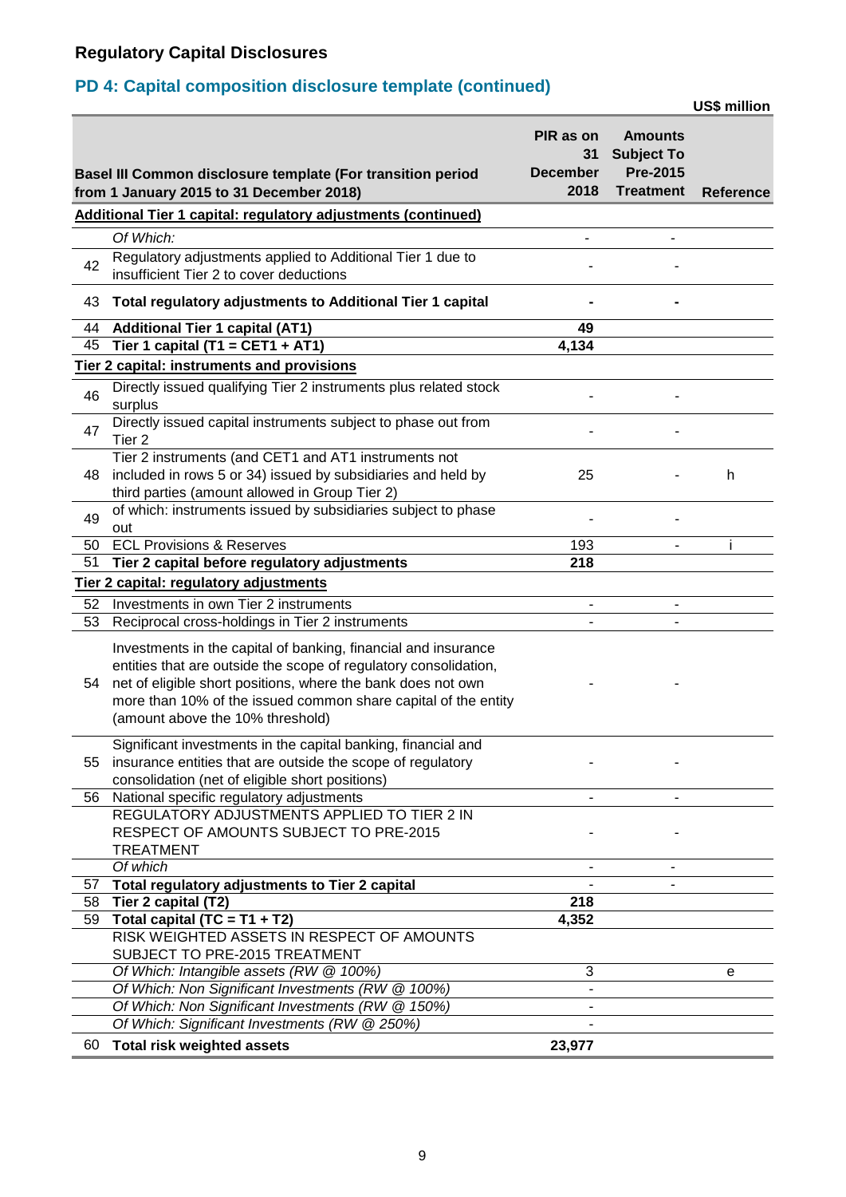## Regulatory Capital Disclosures

### PD 4: Capital composition disclosure template (continued)

US$ million

| | Basel III Common disclosure template (For transition period from 1 January 2015 to 31 December 2018) | PIR as on 31 December 2018 | Amounts Subject To Pre-2015 Treatment | Reference |
|---|---|---|---|---|
| | **Additional Tier 1 capital: regulatory adjustments (continued)** | | | |
| | *Of Which:* | - | - | |
| 42 | Regulatory adjustments applied to Additional Tier 1 due to insufficient Tier 2 to cover deductions | - | - | |
| 43 | **Total regulatory adjustments to Additional Tier 1 capital** | **-** | **-** | |
| 44 | **Additional Tier 1 capital (AT1)** | **49** | | |
| 45 | **Tier 1 capital (T1 = CET1 + AT1)** | **4,134** | | |
| | **Tier 2 capital: instruments and provisions** | | | |
| 46 | Directly issued qualifying Tier 2 instruments plus related stock surplus | - | - | |
| 47 | Directly issued capital instruments subject to phase out from Tier 2 | - | - | |
| 48 | Tier 2 instruments (and CET1 and AT1 instruments not included in rows 5 or 34) issued by subsidiaries and held by third parties (amount allowed in Group Tier 2) | 25 | - | h |
| 49 | of which: instruments issued by subsidiaries subject to phase out | - | - | |
| 50 | ECL Provisions & Reserves | 193 | - | i |
| 51 | **Tier 2 capital before regulatory adjustments** | **218** | | |
| | **Tier 2 capital: regulatory adjustments** | | | |
| 52 | Investments in own Tier 2 instruments | - | - | |
| 53 | Reciprocal cross-holdings in Tier 2 instruments | - | - | |
| 54 | Investments in the capital of banking, financial and insurance entities that are outside the scope of regulatory consolidation, net of eligible short positions, where the bank does not own more than 10% of the issued common share capital of the entity (amount above the 10% threshold) | - | - | |
| 55 | Significant investments in the capital banking, financial and insurance entities that are outside the scope of regulatory consolidation (net of eligible short positions) | - | - | |
| 56 | National specific regulatory adjustments | - | - | |
| | REGULATORY ADJUSTMENTS APPLIED TO TIER 2 IN RESPECT OF AMOUNTS SUBJECT TO PRE-2015 TREATMENT | - | - | |
| | *Of which* | - | - | |
| 57 | **Total regulatory adjustments to Tier 2 capital** | - | - | |
| 58 | **Tier 2 capital (T2)** | **218** | | |
| 59 | **Total capital (TC = T1 + T2)** | **4,352** | | |
| | RISK WEIGHTED ASSETS IN RESPECT OF AMOUNTS SUBJECT TO PRE-2015 TREATMENT | | | |
| | *Of Which: Intangible assets (RW @ 100%)* | 3 | | e |
| | *Of Which: Non Significant Investments (RW @ 100%)* | - | | |
| | *Of Which: Non Significant Investments (RW @ 150%)* | - | | |
| | *Of Which: Significant Investments (RW @ 250%)* | - | | |
| 60 | **Total risk weighted assets** | **23,977** | | |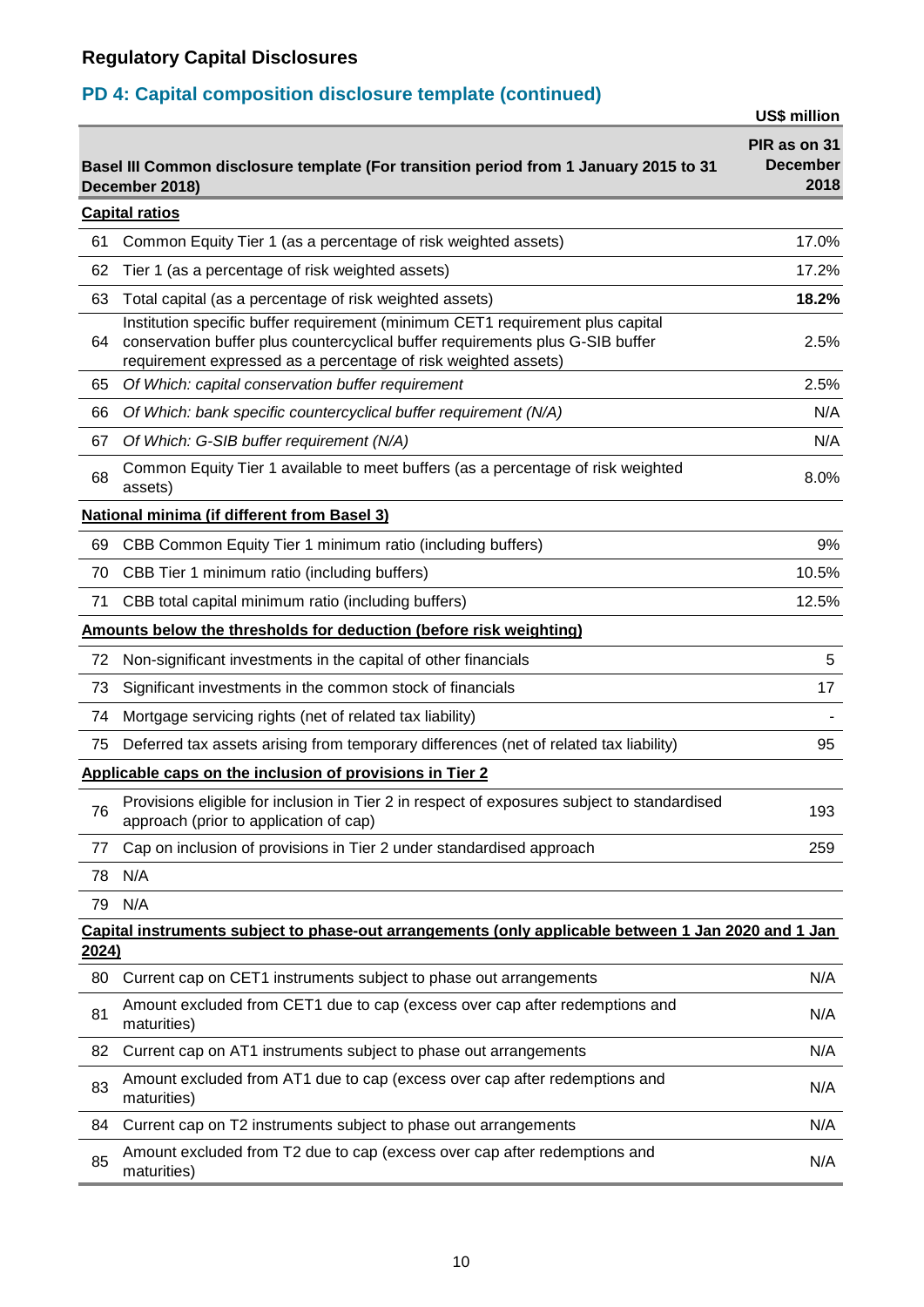## Regulatory Capital Disclosures

### PD 4: Capital composition disclosure template (continued)

US$ million

| | Basel III Common disclosure template (For transition period from 1 January 2015 to 31 December 2018) | PIR as on 31 December 2018 |
|---|---|---|
| | **Capital ratios** | |
| 61 | Common Equity Tier 1 (as a percentage of risk weighted assets) | 17.0% |
| 62 | Tier 1 (as a percentage of risk weighted assets) | 17.2% |
| 63 | Total capital (as a percentage of risk weighted assets) | **18.2%** |
| 64 | Institution specific buffer requirement (minimum CET1 requirement plus capital conservation buffer plus countercyclical buffer requirements plus G-SIB buffer requirement expressed as a percentage of risk weighted assets) | 2.5% |
| 65 | *Of Which: capital conservation buffer requirement* | 2.5% |
| 66 | *Of Which: bank specific countercyclical buffer requirement (N/A)* | N/A |
| 67 | *Of Which: G-SIB buffer requirement (N/A)* | N/A |
| 68 | Common Equity Tier 1 available to meet buffers (as a percentage of risk weighted assets) | 8.0% |
| | **National minima (if different from Basel 3)** | |
| 69 | CBB Common Equity Tier 1 minimum ratio (including buffers) | 9% |
| 70 | CBB Tier 1 minimum ratio (including buffers) | 10.5% |
| 71 | CBB total capital minimum ratio (including buffers) | 12.5% |
| | **Amounts below the thresholds for deduction (before risk weighting)** | |
| 72 | Non-significant investments in the capital of other financials | 5 |
| 73 | Significant investments in the common stock of financials | 17 |
| 74 | Mortgage servicing rights (net of related tax liability) | - |
| 75 | Deferred tax assets arising from temporary differences (net of related tax liability) | 95 |
| | **Applicable caps on the inclusion of provisions in Tier 2** | |
| 76 | Provisions eligible for inclusion in Tier 2 in respect of exposures subject to standardised approach (prior to application of cap) | 193 |
| 77 | Cap on inclusion of provisions in Tier 2 under standardised approach | 259 |
| 78 | N/A | |
| 79 | N/A | |
| | **Capital instruments subject to phase-out arrangements (only applicable between 1 Jan 2020 and 1 Jan 2024)** | |
| 80 | Current cap on CET1 instruments subject to phase out arrangements | N/A |
| 81 | Amount excluded from CET1 due to cap (excess over cap after redemptions and maturities) | N/A |
| 82 | Current cap on AT1 instruments subject to phase out arrangements | N/A |
| 83 | Amount excluded from AT1 due to cap (excess over cap after redemptions and maturities) | N/A |
| 84 | Current cap on T2 instruments subject to phase out arrangements | N/A |
| 85 | Amount excluded from T2 due to cap (excess over cap after redemptions and maturities) | N/A |